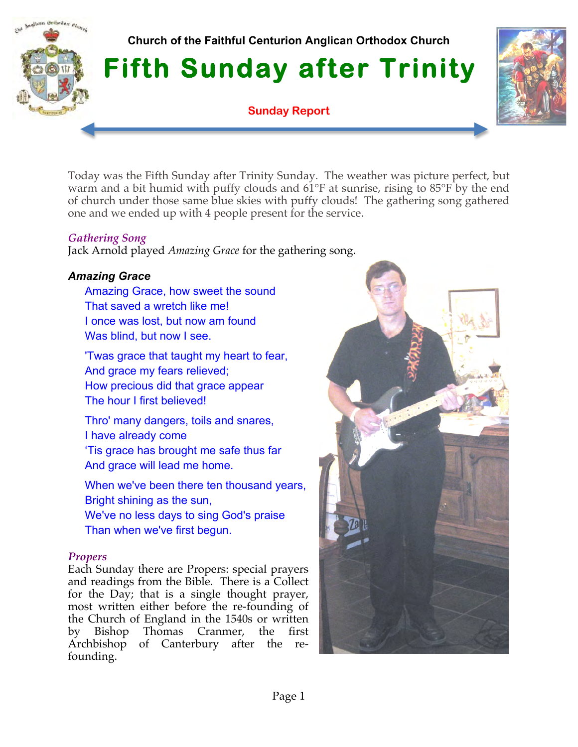Church of the Faithful Centurion Anglican Orthodox Church

# Fifth Sunday after Trinity

**Sunday Report**

Today was the Fifth Sunday after Trinity Sunday. The weather was picture perfect, but warm and a bit humid with puffy clouds and 61°F at sunrise, rising to 85°F by the end of church under those same blue skies with puffy clouds! The gathering song gathered one and we ended up with 4 people present for the service.

### *Gathering Song*

Jack Arnold played *Amazing Grace* for the gathering song.

### *Amazing Grace*

Amazing Grace, how sweet the sound
That saved a wretch like me!
I once was lost, but now am found
Was blind, but now I see.

'Twas grace that taught my heart to fear,
And grace my fears relieved;
How precious did that grace appear
The hour I first believed!

Thro' many dangers, toils and snares,
I have already come
'Tis grace has brought me safe thus far
And grace will lead me home.

When we've been there ten thousand years,
Bright shining as the sun,
We've no less days to sing God's praise
Than when we've first begun.

### *Propers*

Each Sunday there are Propers: special prayers and readings from the Bible. There is a Collect for the Day; that is a single thought prayer, most written either before the re-founding of the Church of England in the 1540s or written by Bishop Thomas Cranmer, the first Archbishop of Canterbury after the re-founding.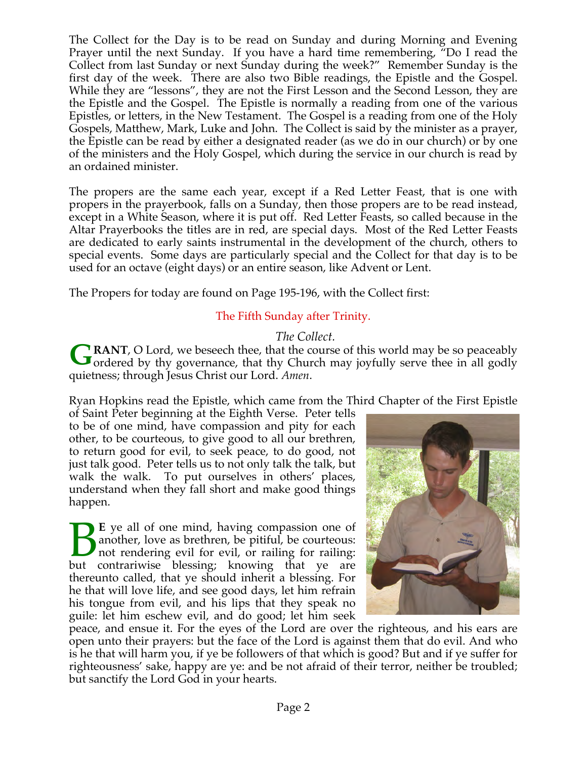The Collect for the Day is to be read on Sunday and during Morning and Evening Prayer until the next Sunday. If you have a hard time remembering, "Do I read the Collect from last Sunday or next Sunday during the week?" Remember Sunday is the first day of the week. There are also two Bible readings, the Epistle and the Gospel. While they are "lessons", they are not the First Lesson and the Second Lesson, they are the Epistle and the Gospel. The Epistle is normally a reading from one of the various Epistles, or letters, in the New Testament. The Gospel is a reading from one of the Holy Gospels, Matthew, Mark, Luke and John. The Collect is said by the minister as a prayer, the Epistle can be read by either a designated reader (as we do in our church) or by one of the ministers and the Holy Gospel, which during the service in our church is read by an ordained minister.

The propers are the same each year, except if a Red Letter Feast, that is one with propers in the prayerbook, falls on a Sunday, then those propers are to be read instead, except in a White Season, where it is put off. Red Letter Feasts, so called because in the Altar Prayerbooks the titles are in red, are special days. Most of the Red Letter Feasts are dedicated to early saints instrumental in the development of the church, others to special events. Some days are particularly special and the Collect for that day is to be used for an octave (eight days) or an entire season, like Advent or Lent.

The Propers for today are found on Page 195-196, with the Collect first:

## The Fifth Sunday after Trinity.

*The Collect.*

**GRANT**, O Lord, we beseech thee, that the course of this world may be so peaceably ordered by thy governance, that thy Church may joyfully serve thee in all godly quietness; through Jesus Christ our Lord. *Amen*.

Ryan Hopkins read the Epistle, which came from the Third Chapter of the First Epistle of Saint Peter beginning at the Eighth Verse. Peter tells to be of one mind, have compassion and pity for each other, to be courteous, to give good to all our brethren, to return good for evil, to seek peace, to do good, not just talk good. Peter tells us to not only talk the talk, but walk the walk. To put ourselves in others' places, understand when they fall short and make good things happen.

**BE** ye all of one mind, having compassion one of another, love as brethren, be pitiful, be courteous: not rendering evil for evil, or railing for railing: but contrariwise blessing; knowing that ye are thereunto called, that ye should inherit a blessing. For he that will love life, and see good days, let him refrain his tongue from evil, and his lips that they speak no guile: let him eschew evil, and do good; let him seek peace, and ensue it. For the eyes of the Lord are over the righteous, and his ears are open unto their prayers: but the face of the Lord is against them that do evil. And who is he that will harm you, if ye be followers of that which is good? But and if ye suffer for righteousness' sake, happy are ye: and be not afraid of their terror, neither be troubled; but sanctify the Lord God in your hearts.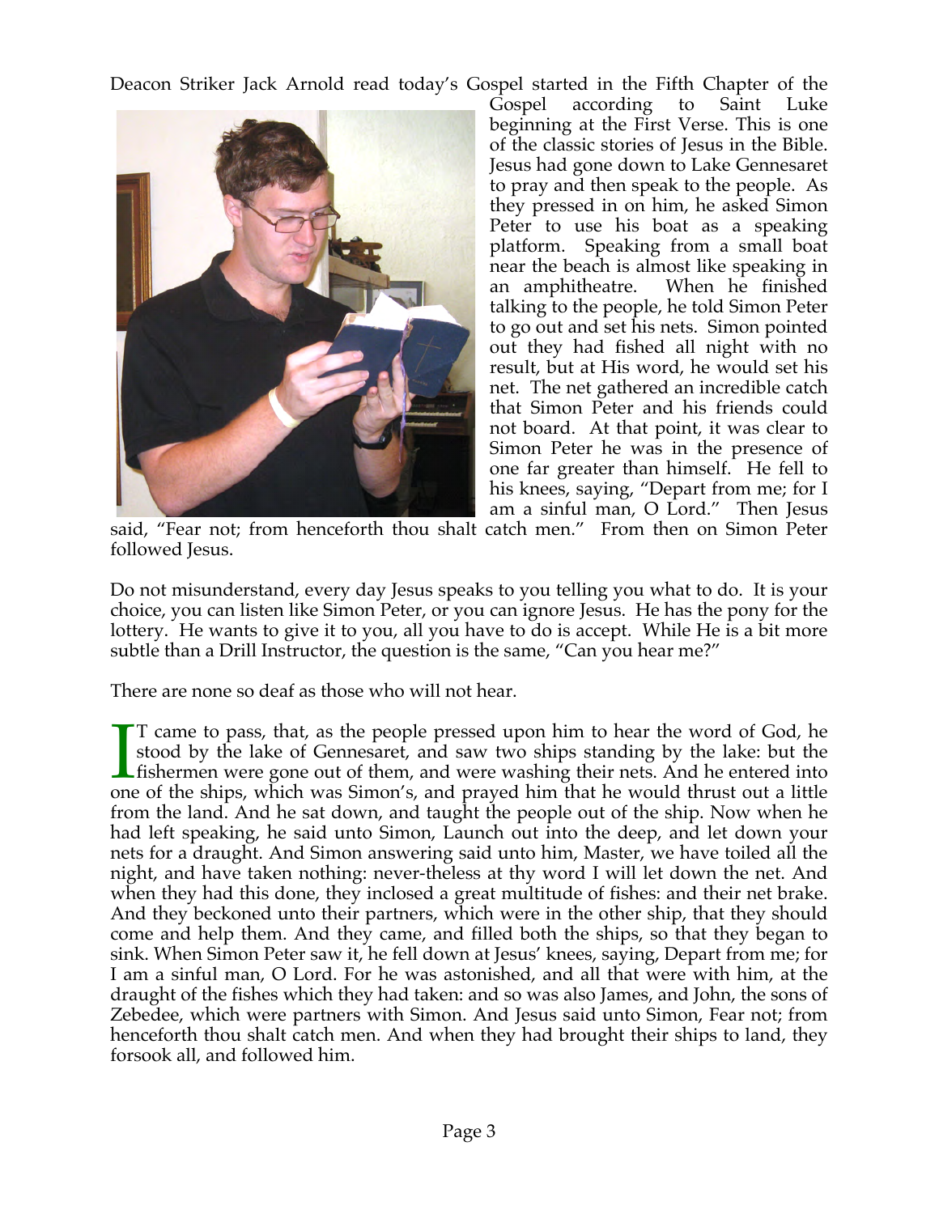Deacon Striker Jack Arnold read today's Gospel started in the Fifth Chapter of the Gospel according to Saint Luke beginning at the First Verse. This is one of the classic stories of Jesus in the Bible. Jesus had gone down to Lake Gennesaret to pray and then speak to the people. As they pressed in on him, he asked Simon Peter to use his boat as a speaking platform. Speaking from a small boat near the beach is almost like speaking in an amphitheatre. When he finished talking to the people, he told Simon Peter to go out and set his nets. Simon pointed out they had fished all night with no result, but at His word, he would set his net. The net gathered an incredible catch that Simon Peter and his friends could not board. At that point, it was clear to Simon Peter he was in the presence of one far greater than himself. He fell to his knees, saying, "Depart from me; for I am a sinful man, O Lord." Then Jesus said, "Fear not; from henceforth thou shalt catch men." From then on Simon Peter followed Jesus.

Do not misunderstand, every day Jesus speaks to you telling you what to do. It is your choice, you can listen like Simon Peter, or you can ignore Jesus. He has the pony for the lottery. He wants to give it to you, all you have to do is accept. While He is a bit more subtle than a Drill Instructor, the question is the same, "Can you hear me?"

There are none so deaf as those who will not hear.

IT came to pass, that, as the people pressed upon him to hear the word of God, he stood by the lake of Gennesaret, and saw two ships standing by the lake: but the fishermen were gone out of them, and were washing their nets. And he entered into one of the ships, which was Simon's, and prayed him that he would thrust out a little from the land. And he sat down, and taught the people out of the ship. Now when he had left speaking, he said unto Simon, Launch out into the deep, and let down your nets for a draught. And Simon answering said unto him, Master, we have toiled all the night, and have taken nothing: never-theless at thy word I will let down the net. And when they had this done, they inclosed a great multitude of fishes: and their net brake. And they beckoned unto their partners, which were in the other ship, that they should come and help them. And they came, and filled both the ships, so that they began to sink. When Simon Peter saw it, he fell down at Jesus' knees, saying, Depart from me; for I am a sinful man, O Lord. For he was astonished, and all that were with him, at the draught of the fishes which they had taken: and so was also James, and John, the sons of Zebedee, which were partners with Simon. And Jesus said unto Simon, Fear not; from henceforth thou shalt catch men. And when they had brought their ships to land, they forsook all, and followed him.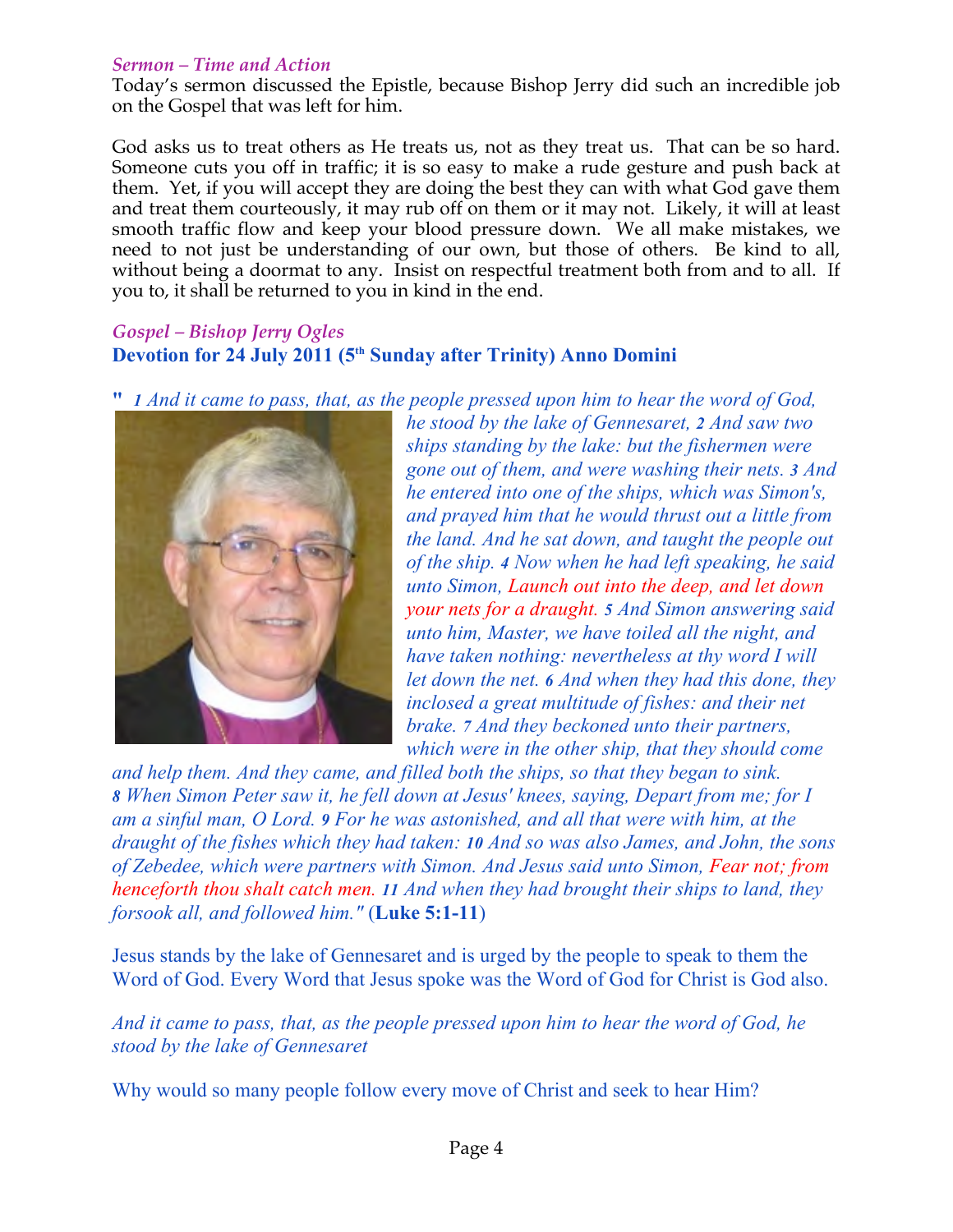### *Sermon – Time and Action*

Today's sermon discussed the Epistle, because Bishop Jerry did such an incredible job on the Gospel that was left for him.

God asks us to treat others as He treats us, not as they treat us. That can be so hard. Someone cuts you off in traffic; it is so easy to make a rude gesture and push back at them. Yet, if you will accept they are doing the best they can with what God gave them and treat them courteously, it may rub off on them or it may not. Likely, it will at least smooth traffic flow and keep your blood pressure down. We all make mistakes, we need to not just be understanding of our own, but those of others. Be kind to all, without being a doormat to any. Insist on respectful treatment both from and to all. If you to, it shall be returned to you in kind in the end.

### *Gospel – Bishop Jerry Ogles*

**Devotion for 24 July 2011 (5th Sunday after Trinity) Anno Domini**

**"** *1 And it came to pass, that, as the people pressed upon him to hear the word of God, he stood by the lake of Gennesaret, 2 And saw two ships standing by the lake: but the fishermen were gone out of them, and were washing their nets. 3 And he entered into one of the ships, which was Simon's, and prayed him that he would thrust out a little from the land. And he sat down, and taught the people out of the ship. 4 Now when he had left speaking, he said unto Simon, Launch out into the deep, and let down your nets for a draught. 5 And Simon answering said unto him, Master, we have toiled all the night, and have taken nothing: nevertheless at thy word I will let down the net. 6 And when they had this done, they inclosed a great multitude of fishes: and their net brake. 7 And they beckoned unto their partners, which were in the other ship, that they should come and help them. And they came, and filled both the ships, so that they began to sink. 8 When Simon Peter saw it, he fell down at Jesus' knees, saying, Depart from me; for I am a sinful man, O Lord. 9 For he was astonished, and all that were with him, at the draught of the fishes which they had taken: 10 And so was also James, and John, the sons of Zebedee, which were partners with Simon. And Jesus said unto Simon, Fear not; from henceforth thou shalt catch men. 11 And when they had brought their ships to land, they forsook all, and followed him."* (**Luke 5:1-11**)

Jesus stands by the lake of Gennesaret and is urged by the people to speak to them the Word of God. Every Word that Jesus spoke was the Word of God for Christ is God also.

*And it came to pass, that, as the people pressed upon him to hear the word of God, he stood by the lake of Gennesaret*

Why would so many people follow every move of Christ and seek to hear Him?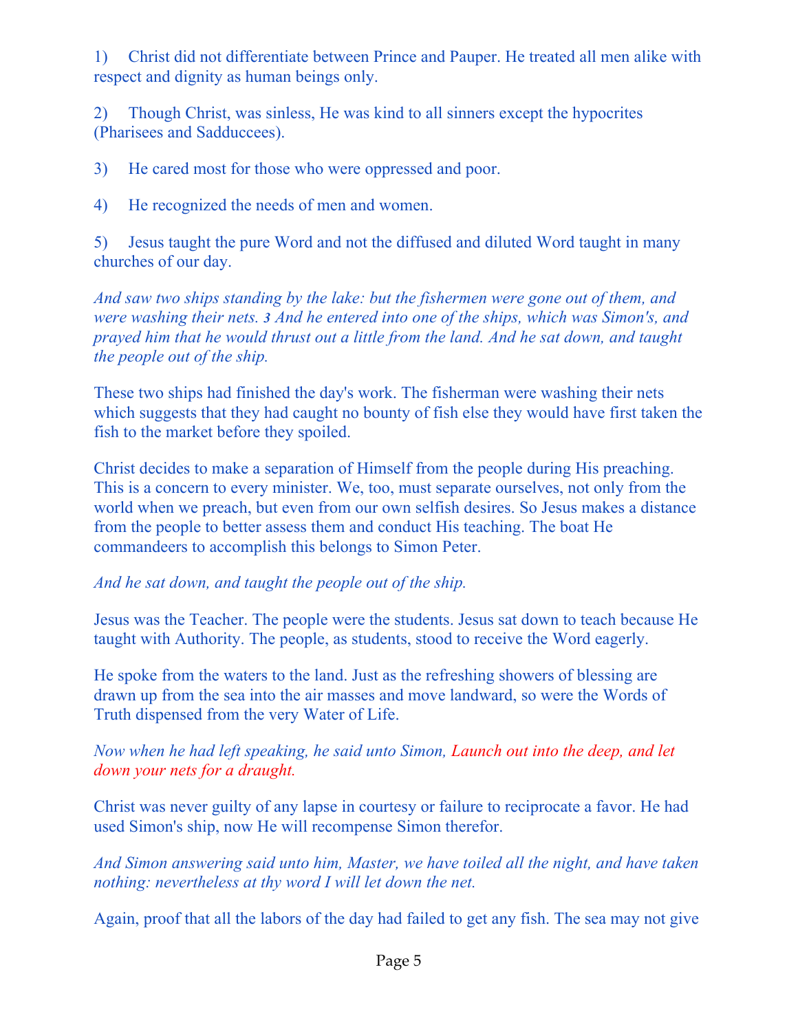1) Christ did not differentiate between Prince and Pauper. He treated all men alike with respect and dignity as human beings only.

2) Though Christ, was sinless, He was kind to all sinners except the hypocrites (Pharisees and Sadduccees).

3) He cared most for those who were oppressed and poor.

4) He recognized the needs of men and women.

5) Jesus taught the pure Word and not the diffused and diluted Word taught in many churches of our day.

*And saw two ships standing by the lake: but the fishermen were gone out of them, and were washing their nets.* **3** *And he entered into one of the ships, which was Simon's, and prayed him that he would thrust out a little from the land. And he sat down, and taught the people out of the ship.*

These two ships had finished the day's work. The fisherman were washing their nets which suggests that they had caught no bounty of fish else they would have first taken the fish to the market before they spoiled.

Christ decides to make a separation of Himself from the people during His preaching. This is a concern to every minister. We, too, must separate ourselves, not only from the world when we preach, but even from our own selfish desires. So Jesus makes a distance from the people to better assess them and conduct His teaching. The boat He commandeers to accomplish this belongs to Simon Peter.

*And he sat down, and taught the people out of the ship.*

Jesus was the Teacher. The people were the students. Jesus sat down to teach because He taught with Authority. The people, as students, stood to receive the Word eagerly.

He spoke from the waters to the land. Just as the refreshing showers of blessing are drawn up from the sea into the air masses and move landward, so were the Words of Truth dispensed from the very Water of Life.

*Now when he had left speaking, he said unto Simon, Launch out into the deep, and let down your nets for a draught.*

Christ was never guilty of any lapse in courtesy or failure to reciprocate a favor. He had used Simon's ship, now He will recompense Simon therefor.

*And Simon answering said unto him, Master, we have toiled all the night, and have taken nothing: nevertheless at thy word I will let down the net.*

Again, proof that all the labors of the day had failed to get any fish. The sea may not give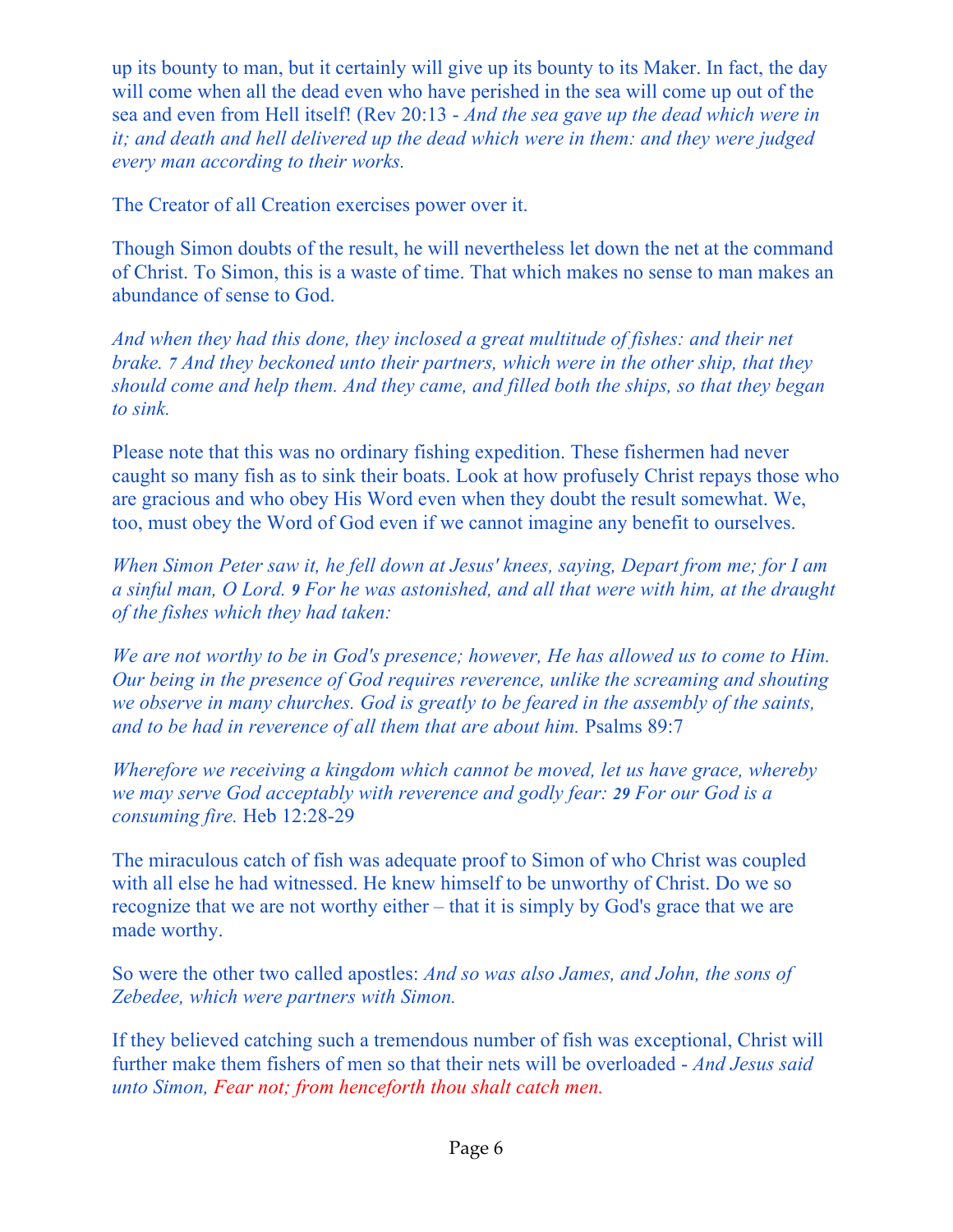up its bounty to man, but it certainly will give up its bounty to its Maker. In fact, the day will come when all the dead even who have perished in the sea will come up out of the sea and even from Hell itself! (Rev 20:13 - *And the sea gave up the dead which were in it; and death and hell delivered up the dead which were in them: and they were judged every man according to their works.*

The Creator of all Creation exercises power over it.

Though Simon doubts of the result, he will nevertheless let down the net at the command of Christ. To Simon, this is a waste of time. That which makes no sense to man makes an abundance of sense to God.

*And when they had this done, they inclosed a great multitude of fishes: and their net brake. 7 And they beckoned unto their partners, which were in the other ship, that they should come and help them. And they came, and filled both the ships, so that they began to sink.*

Please note that this was no ordinary fishing expedition. These fishermen had never caught so many fish as to sink their boats. Look at how profusely Christ repays those who are gracious and who obey His Word even when they doubt the result somewhat. We, too, must obey the Word of God even if we cannot imagine any benefit to ourselves.

*When Simon Peter saw it, he fell down at Jesus' knees, saying, Depart from me; for I am a sinful man, O Lord. 9 For he was astonished, and all that were with him, at the draught of the fishes which they had taken:*

*We are not worthy to be in God's presence; however, He has allowed us to come to Him. Our being in the presence of God requires reverence, unlike the screaming and shouting we observe in many churches. God is greatly to be feared in the assembly of the saints, and to be had in reverence of all them that are about him.* Psalms 89:7

*Wherefore we receiving a kingdom which cannot be moved, let us have grace, whereby we may serve God acceptably with reverence and godly fear: 29 For our God is a consuming fire.* Heb 12:28-29

The miraculous catch of fish was adequate proof to Simon of who Christ was coupled with all else he had witnessed. He knew himself to be unworthy of Christ. Do we so recognize that we are not worthy either – that it is simply by God's grace that we are made worthy.

So were the other two called apostles: *And so was also James, and John, the sons of Zebedee, which were partners with Simon.*

If they believed catching such a tremendous number of fish was exceptional, Christ will further make them fishers of men so that their nets will be overloaded - *And Jesus said unto Simon, Fear not; from henceforth thou shalt catch men.*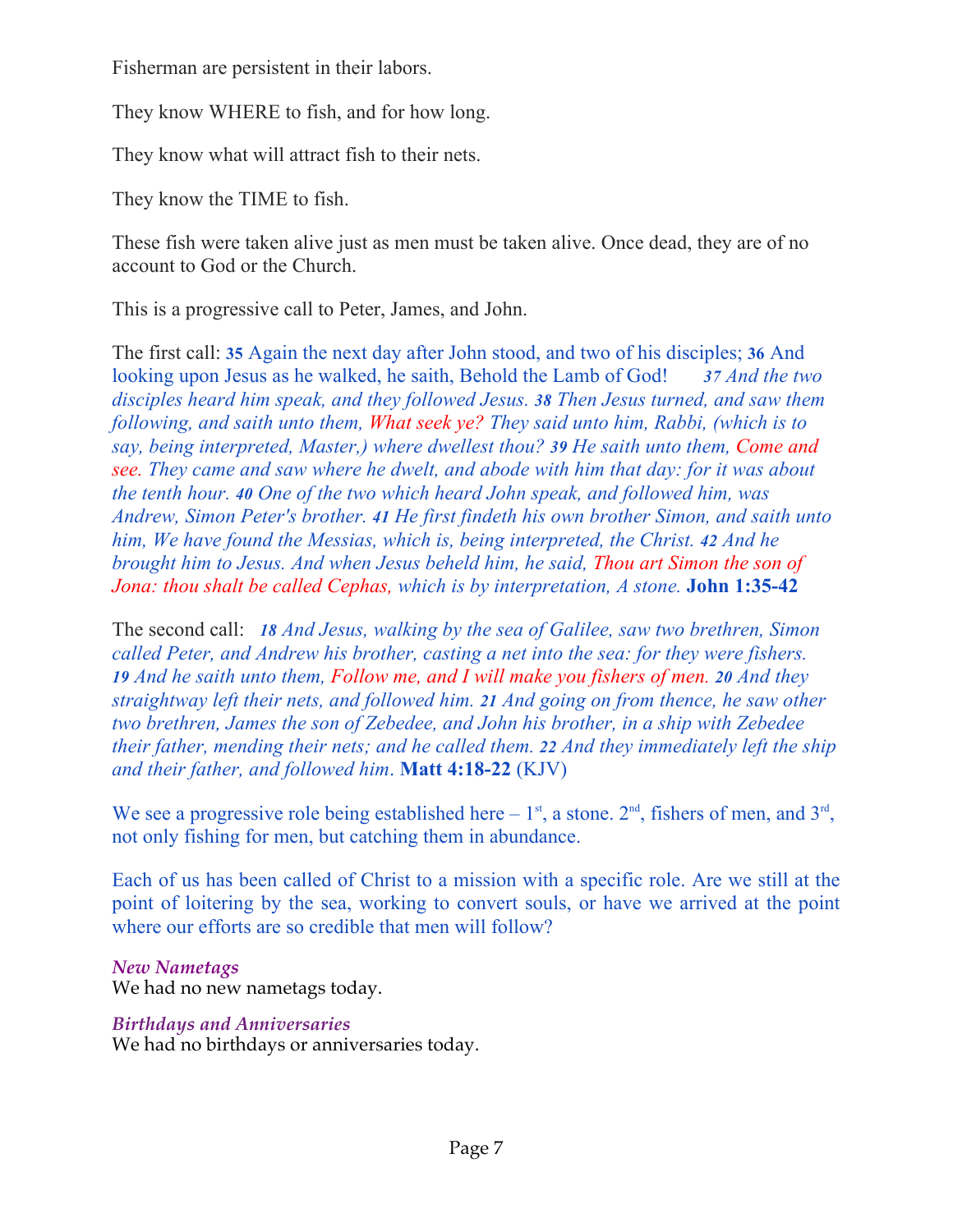Fisherman are persistent in their labors.

They know WHERE to fish, and for how long.

They know what will attract fish to their nets.

They know the TIME to fish.

These fish were taken alive just as men must be taken alive. Once dead, they are of no account to God or the Church.

This is a progressive call to Peter, James, and John.

The first call: **35** Again the next day after John stood, and two of his disciples; **36** And looking upon Jesus as he walked, he saith, Behold the Lamb of God! *37 And the two disciples heard him speak, and they followed Jesus. 38 Then Jesus turned, and saw them following, and saith unto them, What seek ye? They said unto him, Rabbi, (which is to say, being interpreted, Master,) where dwellest thou? 39 He saith unto them, Come and see. They came and saw where he dwelt, and abode with him that day: for it was about the tenth hour. 40 One of the two which heard John speak, and followed him, was Andrew, Simon Peter's brother. 41 He first findeth his own brother Simon, and saith unto him, We have found the Messias, which is, being interpreted, the Christ. 42 And he brought him to Jesus. And when Jesus beheld him, he said, Thou art Simon the son of Jona: thou shalt be called Cephas, which is by interpretation, A stone.* **John 1:35-42**

The second call: *18 And Jesus, walking by the sea of Galilee, saw two brethren, Simon called Peter, and Andrew his brother, casting a net into the sea: for they were fishers. 19 And he saith unto them, Follow me, and I will make you fishers of men. 20 And they straightway left their nets, and followed him. 21 And going on from thence, he saw other two brethren, James the son of Zebedee, and John his brother, in a ship with Zebedee their father, mending their nets; and he called them. 22 And they immediately left the ship and their father, and followed him*. **Matt 4:18-22** (KJV)

We see a progressive role being established here – 1st, a stone. 2nd, fishers of men, and 3rd, not only fishing for men, but catching them in abundance.

Each of us has been called of Christ to a mission with a specific role. Are we still at the point of loitering by the sea, working to convert souls, or have we arrived at the point where our efforts are so credible that men will follow?

### *New Nametags*

We had no new nametags today.

### *Birthdays and Anniversaries*

We had no birthdays or anniversaries today.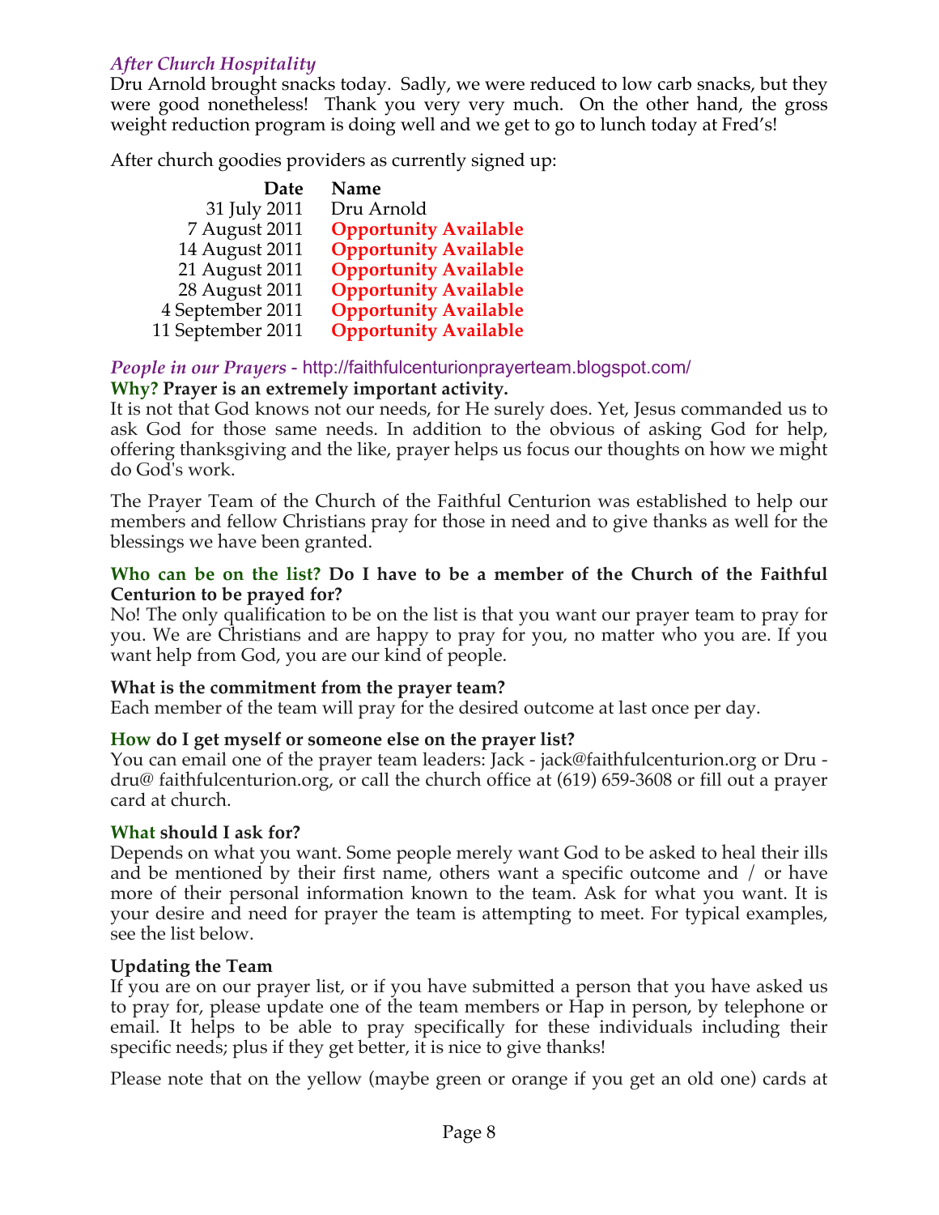### *After Church Hospitality*

Dru Arnold brought snacks today. Sadly, we were reduced to low carb snacks, but they were good nonetheless! Thank you very very much. On the other hand, the gross weight reduction program is doing well and we get to go to lunch today at Fred's!

After church goodies providers as currently signed up:

| Date | Name |
|---:|---|
| 31 July 2011 | Dru Arnold |
| 7 August 2011 | **Opportunity Available** |
| 14 August 2011 | **Opportunity Available** |
| 21 August 2011 | **Opportunity Available** |
| 28 August 2011 | **Opportunity Available** |
| 4 September 2011 | **Opportunity Available** |
| 11 September 2011 | **Opportunity Available** |

### *People in our Prayers* - http://faithfulcenturionprayerteam.blogspot.com/

**Why? Prayer is an extremely important activity.**

It is not that God knows not our needs, for He surely does. Yet, Jesus commanded us to ask God for those same needs. In addition to the obvious of asking God for help, offering thanksgiving and the like, prayer helps us focus our thoughts on how we might do God's work.

The Prayer Team of the Church of the Faithful Centurion was established to help our members and fellow Christians pray for those in need and to give thanks as well for the blessings we have been granted.

**Who can be on the list? Do I have to be a member of the Church of the Faithful Centurion to be prayed for?**

No! The only qualification to be on the list is that you want our prayer team to pray for you. We are Christians and are happy to pray for you, no matter who you are. If you want help from God, you are our kind of people.

**What is the commitment from the prayer team?**

Each member of the team will pray for the desired outcome at last once per day.

**How do I get myself or someone else on the prayer list?**

You can email one of the prayer team leaders: Jack - jack@faithfulcenturion.org or Dru - dru@ faithfulcenturion.org, or call the church office at (619) 659-3608 or fill out a prayer card at church.

**What should I ask for?**

Depends on what you want. Some people merely want God to be asked to heal their ills and be mentioned by their first name, others want a specific outcome and / or have more of their personal information known to the team. Ask for what you want. It is your desire and need for prayer the team is attempting to meet. For typical examples, see the list below.

**Updating the Team**

If you are on our prayer list, or if you have submitted a person that you have asked us to pray for, please update one of the team members or Hap in person, by telephone or email. It helps to be able to pray specifically for these individuals including their specific needs; plus if they get better, it is nice to give thanks!

Please note that on the yellow (maybe green or orange if you get an old one) cards at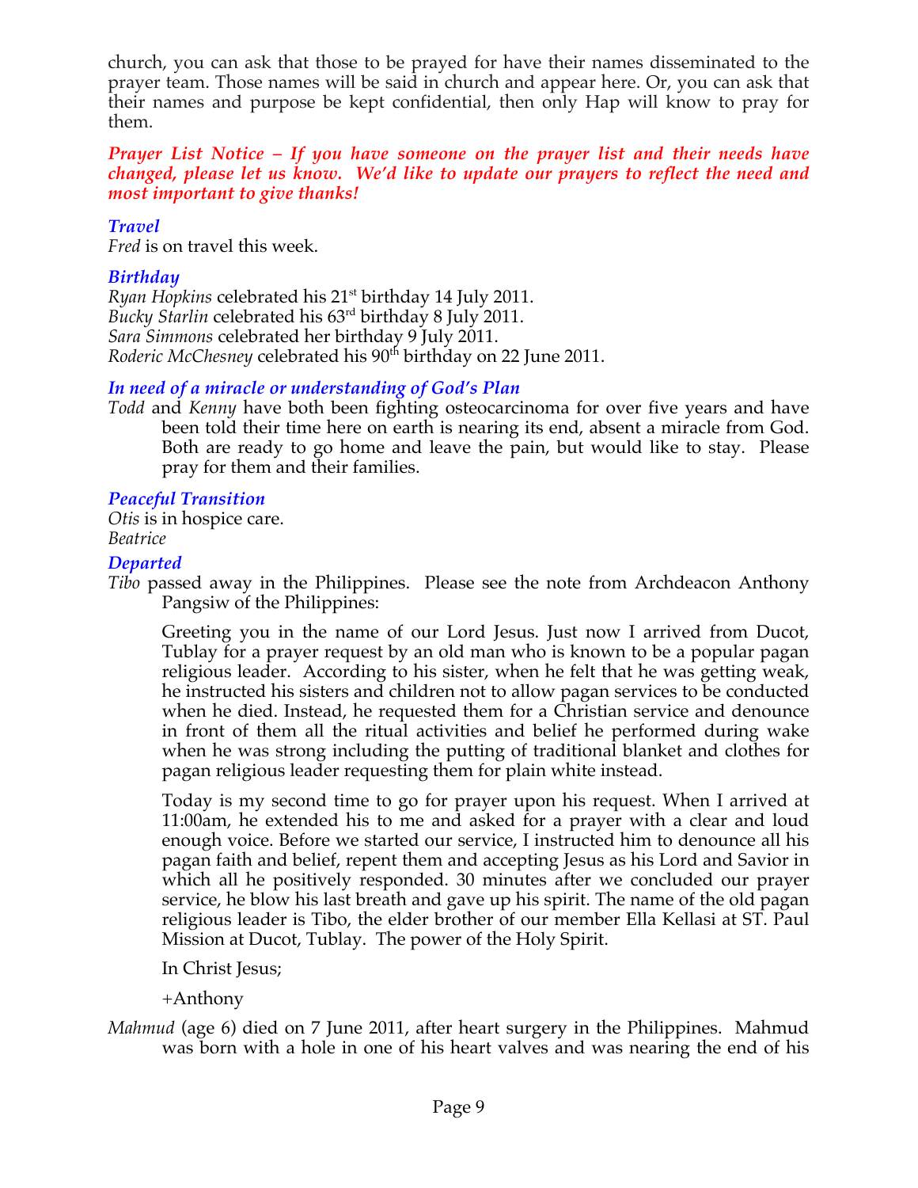church, you can ask that those to be prayed for have their names disseminated to the prayer team. Those names will be said in church and appear here. Or, you can ask that their names and purpose be kept confidential, then only Hap will know to pray for them.

***Prayer List Notice – If you have someone on the prayer list and their needs have changed, please let us know. We'd like to update our prayers to reflect the need and most important to give thanks!***

### *Travel*

*Fred* is on travel this week.

### *Birthday*

*Ryan Hopkins* celebrated his 21st birthday 14 July 2011.
*Bucky Starlin* celebrated his 63rd birthday 8 July 2011.
*Sara Simmons* celebrated her birthday 9 July 2011.
*Roderic McChesney* celebrated his 90th birthday on 22 June 2011.

### *In need of a miracle or understanding of God's Plan*

*Todd* and *Kenny* have both been fighting osteocarcinoma for over five years and have been told their time here on earth is nearing its end, absent a miracle from God. Both are ready to go home and leave the pain, but would like to stay. Please pray for them and their families.

### *Peaceful Transition*

*Otis* is in hospice care.
*Beatrice*

### *Departed*

*Tibo* passed away in the Philippines. Please see the note from Archdeacon Anthony Pangsiw of the Philippines:

> Greeting you in the name of our Lord Jesus. Just now I arrived from Ducot, Tublay for a prayer request by an old man who is known to be a popular pagan religious leader. According to his sister, when he felt that he was getting weak, he instructed his sisters and children not to allow pagan services to be conducted when he died. Instead, he requested them for a Christian service and denounce in front of them all the ritual activities and belief he performed during wake when he was strong including the putting of traditional blanket and clothes for pagan religious leader requesting them for plain white instead.
>
> Today is my second time to go for prayer upon his request. When I arrived at 11:00am, he extended his to me and asked for a prayer with a clear and loud enough voice. Before we started our service, I instructed him to denounce all his pagan faith and belief, repent them and accepting Jesus as his Lord and Savior in which all he positively responded. 30 minutes after we concluded our prayer service, he blow his last breath and gave up his spirit. The name of the old pagan religious leader is Tibo, the elder brother of our member Ella Kellasi at ST. Paul Mission at Ducot, Tublay. The power of the Holy Spirit.
>
> In Christ Jesus;
>
> +Anthony

*Mahmud* (age 6) died on 7 June 2011, after heart surgery in the Philippines. Mahmud was born with a hole in one of his heart valves and was nearing the end of his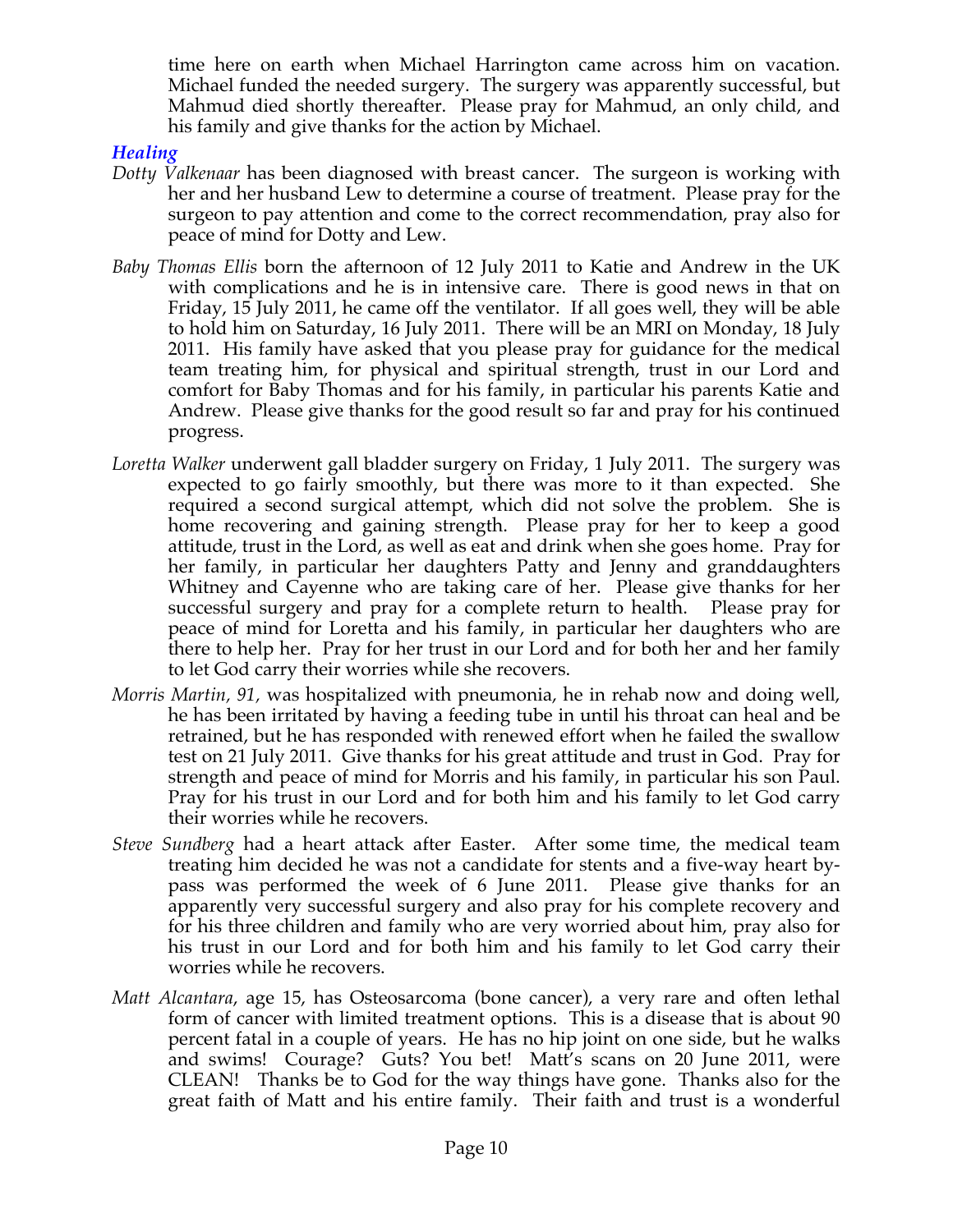time here on earth when Michael Harrington came across him on vacation. Michael funded the needed surgery. The surgery was apparently successful, but Mahmud died shortly thereafter. Please pray for Mahmud, an only child, and his family and give thanks for the action by Michael.

### *Healing*

*Dotty Valkenaar* has been diagnosed with breast cancer. The surgeon is working with her and her husband Lew to determine a course of treatment. Please pray for the surgeon to pay attention and come to the correct recommendation, pray also for peace of mind for Dotty and Lew.

*Baby Thomas Ellis* born the afternoon of 12 July 2011 to Katie and Andrew in the UK with complications and he is in intensive care. There is good news in that on Friday, 15 July 2011, he came off the ventilator. If all goes well, they will be able to hold him on Saturday, 16 July 2011. There will be an MRI on Monday, 18 July 2011. His family have asked that you please pray for guidance for the medical team treating him, for physical and spiritual strength, trust in our Lord and comfort for Baby Thomas and for his family, in particular his parents Katie and Andrew. Please give thanks for the good result so far and pray for his continued progress.

*Loretta Walker* underwent gall bladder surgery on Friday, 1 July 2011. The surgery was expected to go fairly smoothly, but there was more to it than expected. She required a second surgical attempt, which did not solve the problem. She is home recovering and gaining strength. Please pray for her to keep a good attitude, trust in the Lord, as well as eat and drink when she goes home. Pray for her family, in particular her daughters Patty and Jenny and granddaughters Whitney and Cayenne who are taking care of her. Please give thanks for her successful surgery and pray for a complete return to health. Please pray for peace of mind for Loretta and his family, in particular her daughters who are there to help her. Pray for her trust in our Lord and for both her and her family to let God carry their worries while she recovers.

*Morris Martin, 91,* was hospitalized with pneumonia, he in rehab now and doing well, he has been irritated by having a feeding tube in until his throat can heal and be retrained, but he has responded with renewed effort when he failed the swallow test on 21 July 2011. Give thanks for his great attitude and trust in God. Pray for strength and peace of mind for Morris and his family, in particular his son Paul. Pray for his trust in our Lord and for both him and his family to let God carry their worries while he recovers.

*Steve Sundberg* had a heart attack after Easter. After some time, the medical team treating him decided he was not a candidate for stents and a five-way heart by-pass was performed the week of 6 June 2011. Please give thanks for an apparently very successful surgery and also pray for his complete recovery and for his three children and family who are very worried about him, pray also for his trust in our Lord and for both him and his family to let God carry their worries while he recovers.

*Matt Alcantara*, age 15, has Osteosarcoma (bone cancer), a very rare and often lethal form of cancer with limited treatment options. This is a disease that is about 90 percent fatal in a couple of years. He has no hip joint on one side, but he walks and swims! Courage? Guts? You bet! Matt's scans on 20 June 2011, were CLEAN! Thanks be to God for the way things have gone. Thanks also for the great faith of Matt and his entire family. Their faith and trust is a wonderful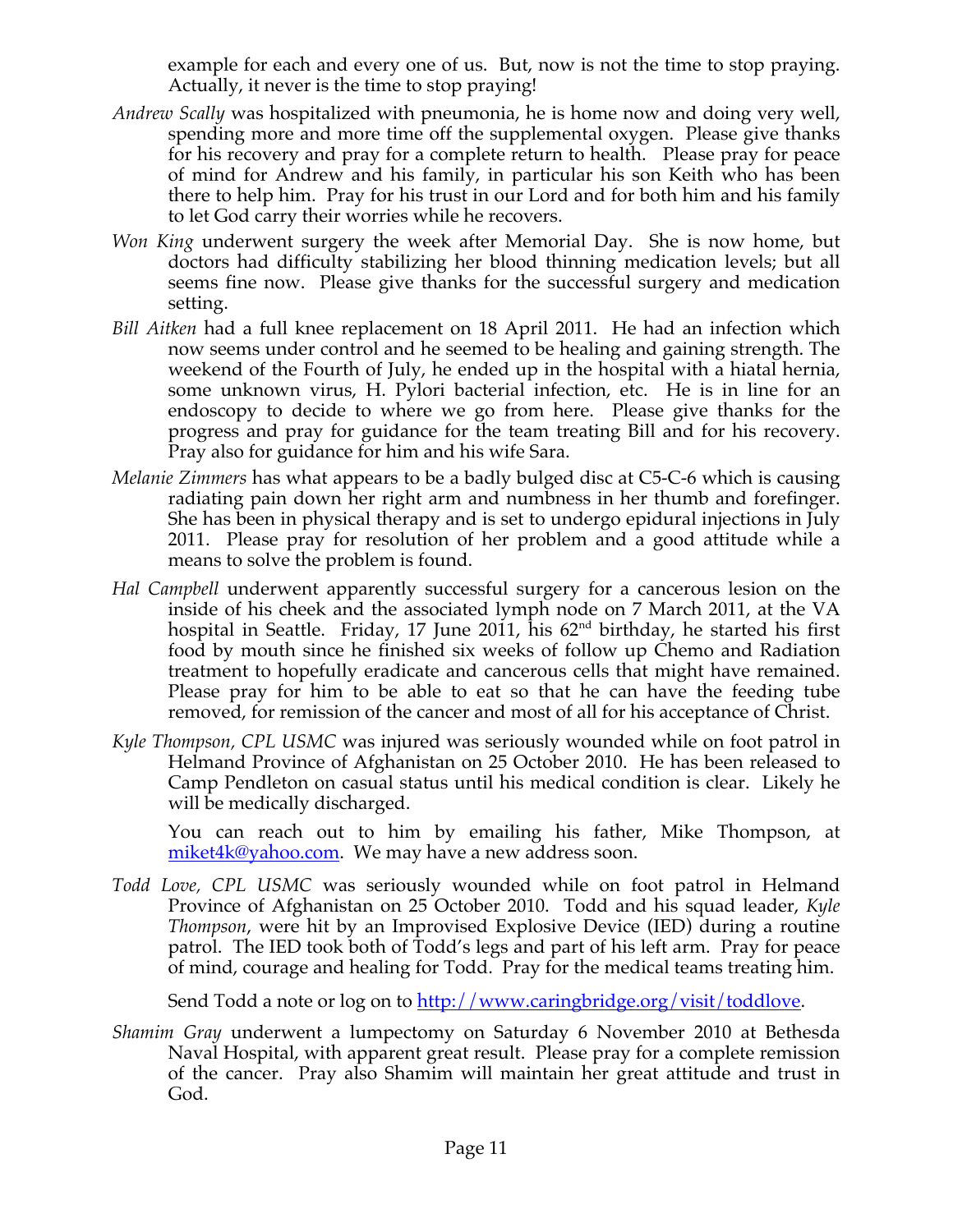example for each and every one of us. But, now is not the time to stop praying. Actually, it never is the time to stop praying!

*Andrew Scally* was hospitalized with pneumonia, he is home now and doing very well, spending more and more time off the supplemental oxygen. Please give thanks for his recovery and pray for a complete return to health. Please pray for peace of mind for Andrew and his family, in particular his son Keith who has been there to help him. Pray for his trust in our Lord and for both him and his family to let God carry their worries while he recovers.

*Won King* underwent surgery the week after Memorial Day. She is now home, but doctors had difficulty stabilizing her blood thinning medication levels; but all seems fine now. Please give thanks for the successful surgery and medication setting.

*Bill Aitken* had a full knee replacement on 18 April 2011. He had an infection which now seems under control and he seemed to be healing and gaining strength. The weekend of the Fourth of July, he ended up in the hospital with a hiatal hernia, some unknown virus, H. Pylori bacterial infection, etc. He is in line for an endoscopy to decide to where we go from here. Please give thanks for the progress and pray for guidance for the team treating Bill and for his recovery. Pray also for guidance for him and his wife Sara.

*Melanie Zimmers* has what appears to be a badly bulged disc at C5-C-6 which is causing radiating pain down her right arm and numbness in her thumb and forefinger. She has been in physical therapy and is set to undergo epidural injections in July 2011. Please pray for resolution of her problem and a good attitude while a means to solve the problem is found.

*Hal Campbell* underwent apparently successful surgery for a cancerous lesion on the inside of his cheek and the associated lymph node on 7 March 2011, at the VA hospital in Seattle. Friday, 17 June 2011, his 62nd birthday, he started his first food by mouth since he finished six weeks of follow up Chemo and Radiation treatment to hopefully eradicate and cancerous cells that might have remained. Please pray for him to be able to eat so that he can have the feeding tube removed, for remission of the cancer and most of all for his acceptance of Christ.

*Kyle Thompson, CPL USMC* was injured was seriously wounded while on foot patrol in Helmand Province of Afghanistan on 25 October 2010. He has been released to Camp Pendleton on casual status until his medical condition is clear. Likely he will be medically discharged.

You can reach out to him by emailing his father, Mike Thompson, at miket4k@yahoo.com. We may have a new address soon.

*Todd Love, CPL USMC* was seriously wounded while on foot patrol in Helmand Province of Afghanistan on 25 October 2010. Todd and his squad leader, *Kyle Thompson*, were hit by an Improvised Explosive Device (IED) during a routine patrol. The IED took both of Todd's legs and part of his left arm. Pray for peace of mind, courage and healing for Todd. Pray for the medical teams treating him.

Send Todd a note or log on to http://www.caringbridge.org/visit/toddlove.

*Shamim Gray* underwent a lumpectomy on Saturday 6 November 2010 at Bethesda Naval Hospital, with apparent great result. Please pray for a complete remission of the cancer. Pray also Shamim will maintain her great attitude and trust in God.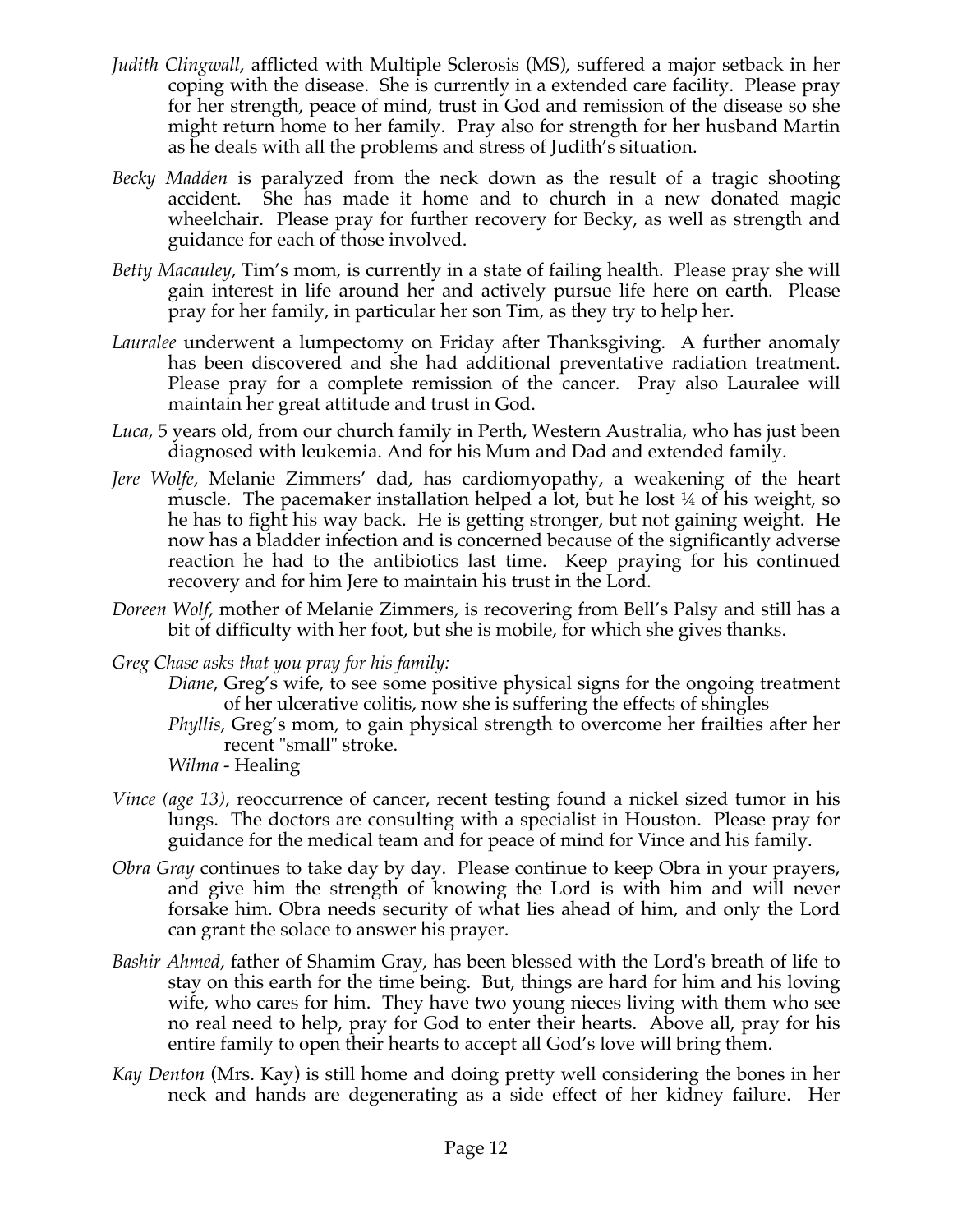*Judith Clingwall*, afflicted with Multiple Sclerosis (MS), suffered a major setback in her coping with the disease. She is currently in a extended care facility. Please pray for her strength, peace of mind, trust in God and remission of the disease so she might return home to her family. Pray also for strength for her husband Martin as he deals with all the problems and stress of Judith's situation.

*Becky Madden* is paralyzed from the neck down as the result of a tragic shooting accident. She has made it home and to church in a new donated magic wheelchair. Please pray for further recovery for Becky, as well as strength and guidance for each of those involved.

*Betty Macauley*, Tim's mom, is currently in a state of failing health. Please pray she will gain interest in life around her and actively pursue life here on earth. Please pray for her family, in particular her son Tim, as they try to help her.

*Lauralee* underwent a lumpectomy on Friday after Thanksgiving. A further anomaly has been discovered and she had additional preventative radiation treatment. Please pray for a complete remission of the cancer. Pray also Lauralee will maintain her great attitude and trust in God.

*Luca*, 5 years old, from our church family in Perth, Western Australia, who has just been diagnosed with leukemia. And for his Mum and Dad and extended family.

*Jere Wolfe*, Melanie Zimmers' dad, has cardiomyopathy, a weakening of the heart muscle. The pacemaker installation helped a lot, but he lost ¼ of his weight, so he has to fight his way back. He is getting stronger, but not gaining weight. He now has a bladder infection and is concerned because of the significantly adverse reaction he had to the antibiotics last time. Keep praying for his continued recovery and for him Jere to maintain his trust in the Lord.

*Doreen Wolf*, mother of Melanie Zimmers, is recovering from Bell's Palsy and still has a bit of difficulty with her foot, but she is mobile, for which she gives thanks.

*Greg Chase asks that you pray for his family:*

- *Diane*, Greg's wife, to see some positive physical signs for the ongoing treatment of her ulcerative colitis, now she is suffering the effects of shingles
- *Phyllis*, Greg's mom, to gain physical strength to overcome her frailties after her recent "small" stroke.
- *Wilma* - Healing

*Vince (age 13)*, reoccurrence of cancer, recent testing found a nickel sized tumor in his lungs. The doctors are consulting with a specialist in Houston. Please pray for guidance for the medical team and for peace of mind for Vince and his family.

*Obra Gray* continues to take day by day. Please continue to keep Obra in your prayers, and give him the strength of knowing the Lord is with him and will never forsake him. Obra needs security of what lies ahead of him, and only the Lord can grant the solace to answer his prayer.

*Bashir Ahmed*, father of Shamim Gray, has been blessed with the Lord's breath of life to stay on this earth for the time being. But, things are hard for him and his loving wife, who cares for him. They have two young nieces living with them who see no real need to help, pray for God to enter their hearts. Above all, pray for his entire family to open their hearts to accept all God's love will bring them.

*Kay Denton* (Mrs. Kay) is still home and doing pretty well considering the bones in her neck and hands are degenerating as a side effect of her kidney failure. Her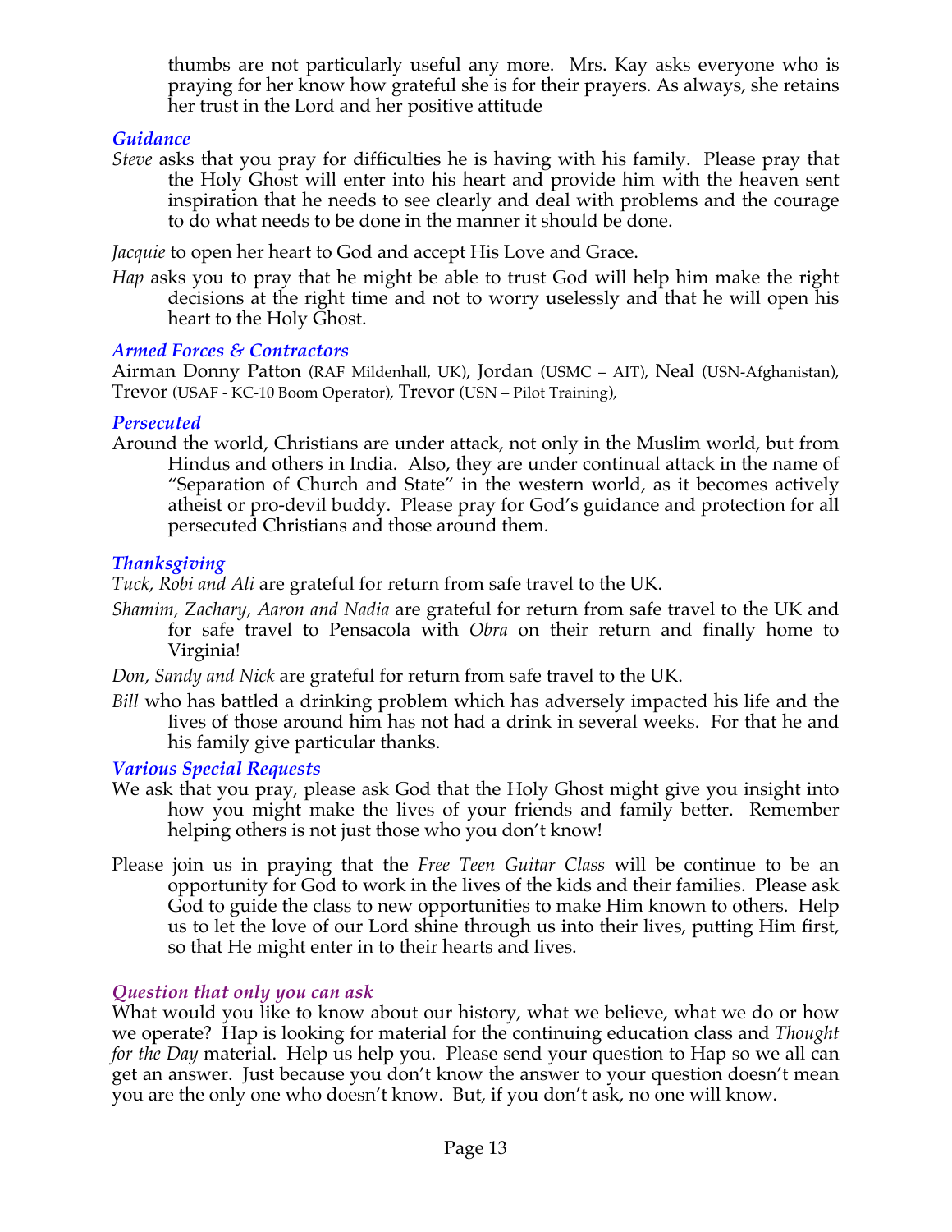thumbs are not particularly useful any more. Mrs. Kay asks everyone who is praying for her know how grateful she is for their prayers. As always, she retains her trust in the Lord and her positive attitude

### *Guidance*

*Steve* asks that you pray for difficulties he is having with his family. Please pray that the Holy Ghost will enter into his heart and provide him with the heaven sent inspiration that he needs to see clearly and deal with problems and the courage to do what needs to be done in the manner it should be done.

*Jacquie* to open her heart to God and accept His Love and Grace.

*Hap* asks you to pray that he might be able to trust God will help him make the right decisions at the right time and not to worry uselessly and that he will open his heart to the Holy Ghost.

### *Armed Forces & Contractors*

Airman Donny Patton (RAF Mildenhall, UK), Jordan (USMC – AIT), Neal (USN-Afghanistan), Trevor (USAF - KC-10 Boom Operator), Trevor (USN – Pilot Training),

### *Persecuted*

Around the world, Christians are under attack, not only in the Muslim world, but from Hindus and others in India. Also, they are under continual attack in the name of "Separation of Church and State" in the western world, as it becomes actively atheist or pro-devil buddy. Please pray for God's guidance and protection for all persecuted Christians and those around them.

### *Thanksgiving*

*Tuck, Robi and Ali* are grateful for return from safe travel to the UK.

*Shamim, Zachary, Aaron and Nadia* are grateful for return from safe travel to the UK and for safe travel to Pensacola with *Obra* on their return and finally home to Virginia!

*Don, Sandy and Nick* are grateful for return from safe travel to the UK.

*Bill* who has battled a drinking problem which has adversely impacted his life and the lives of those around him has not had a drink in several weeks. For that he and his family give particular thanks.

### *Various Special Requests*

We ask that you pray, please ask God that the Holy Ghost might give you insight into how you might make the lives of your friends and family better. Remember helping others is not just those who you don't know!

Please join us in praying that the *Free Teen Guitar Class* will be continue to be an opportunity for God to work in the lives of the kids and their families. Please ask God to guide the class to new opportunities to make Him known to others. Help us to let the love of our Lord shine through us into their lives, putting Him first, so that He might enter in to their hearts and lives.

### *Question that only you can ask*

What would you like to know about our history, what we believe, what we do or how we operate? Hap is looking for material for the continuing education class and *Thought for the Day* material. Help us help you. Please send your question to Hap so we all can get an answer. Just because you don't know the answer to your question doesn't mean you are the only one who doesn't know. But, if you don't ask, no one will know.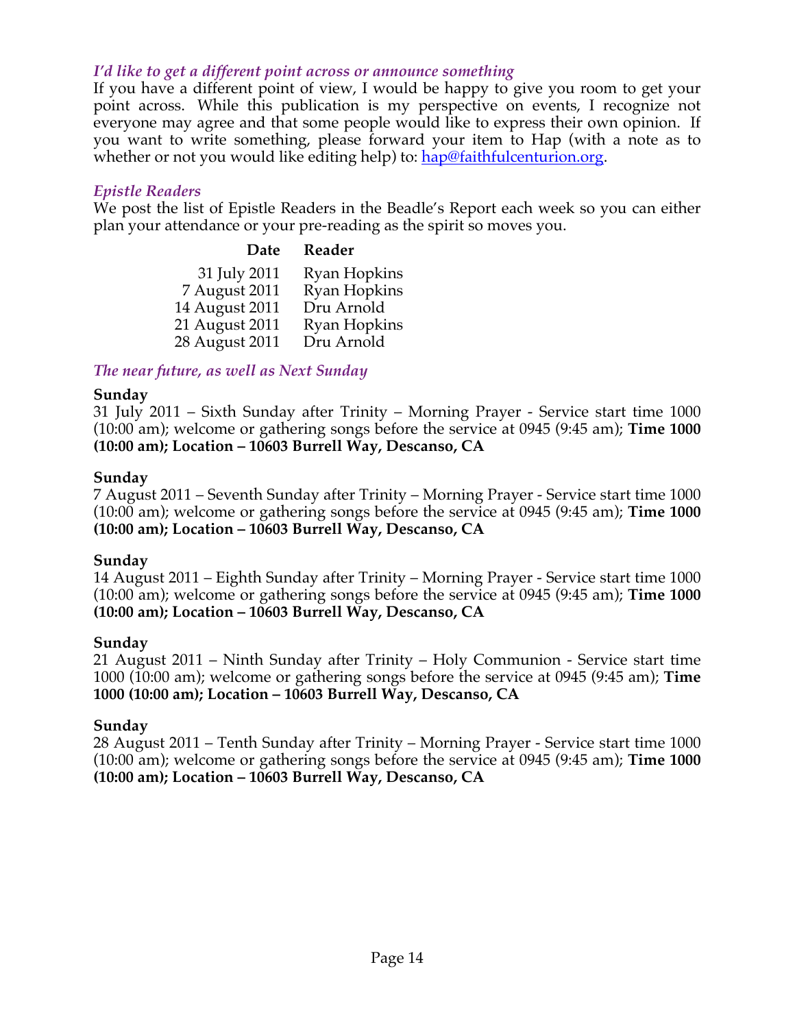### *I'd like to get a different point across or announce something*

If you have a different point of view, I would be happy to give you room to get your point across. While this publication is my perspective on events, I recognize not everyone may agree and that some people would like to express their own opinion. If you want to write something, please forward your item to Hap (with a note as to whether or not you would like editing help) to: hap@faithfulcenturion.org.

### *Epistle Readers*

We post the list of Epistle Readers in the Beadle's Report each week so you can either plan your attendance or your pre-reading as the spirit so moves you.

| Date | Reader |
|---|---|
| 31 July 2011 | Ryan Hopkins |
| 7 August 2011 | Ryan Hopkins |
| 14 August 2011 | Dru Arnold |
| 21 August 2011 | Ryan Hopkins |
| 28 August 2011 | Dru Arnold |

### *The near future, as well as Next Sunday*

**Sunday**
31 July 2011 – Sixth Sunday after Trinity – Morning Prayer - Service start time 1000 (10:00 am); welcome or gathering songs before the service at 0945 (9:45 am); **Time 1000 (10:00 am); Location – 10603 Burrell Way, Descanso, CA**

**Sunday**
7 August 2011 – Seventh Sunday after Trinity – Morning Prayer - Service start time 1000 (10:00 am); welcome or gathering songs before the service at 0945 (9:45 am); **Time 1000 (10:00 am); Location – 10603 Burrell Way, Descanso, CA**

**Sunday**
14 August 2011 – Eighth Sunday after Trinity – Morning Prayer - Service start time 1000 (10:00 am); welcome or gathering songs before the service at 0945 (9:45 am); **Time 1000 (10:00 am); Location – 10603 Burrell Way, Descanso, CA**

**Sunday**
21 August 2011 – Ninth Sunday after Trinity – Holy Communion - Service start time 1000 (10:00 am); welcome or gathering songs before the service at 0945 (9:45 am); **Time 1000 (10:00 am); Location – 10603 Burrell Way, Descanso, CA**

**Sunday**
28 August 2011 – Tenth Sunday after Trinity – Morning Prayer - Service start time 1000 (10:00 am); welcome or gathering songs before the service at 0945 (9:45 am); **Time 1000 (10:00 am); Location – 10603 Burrell Way, Descanso, CA**